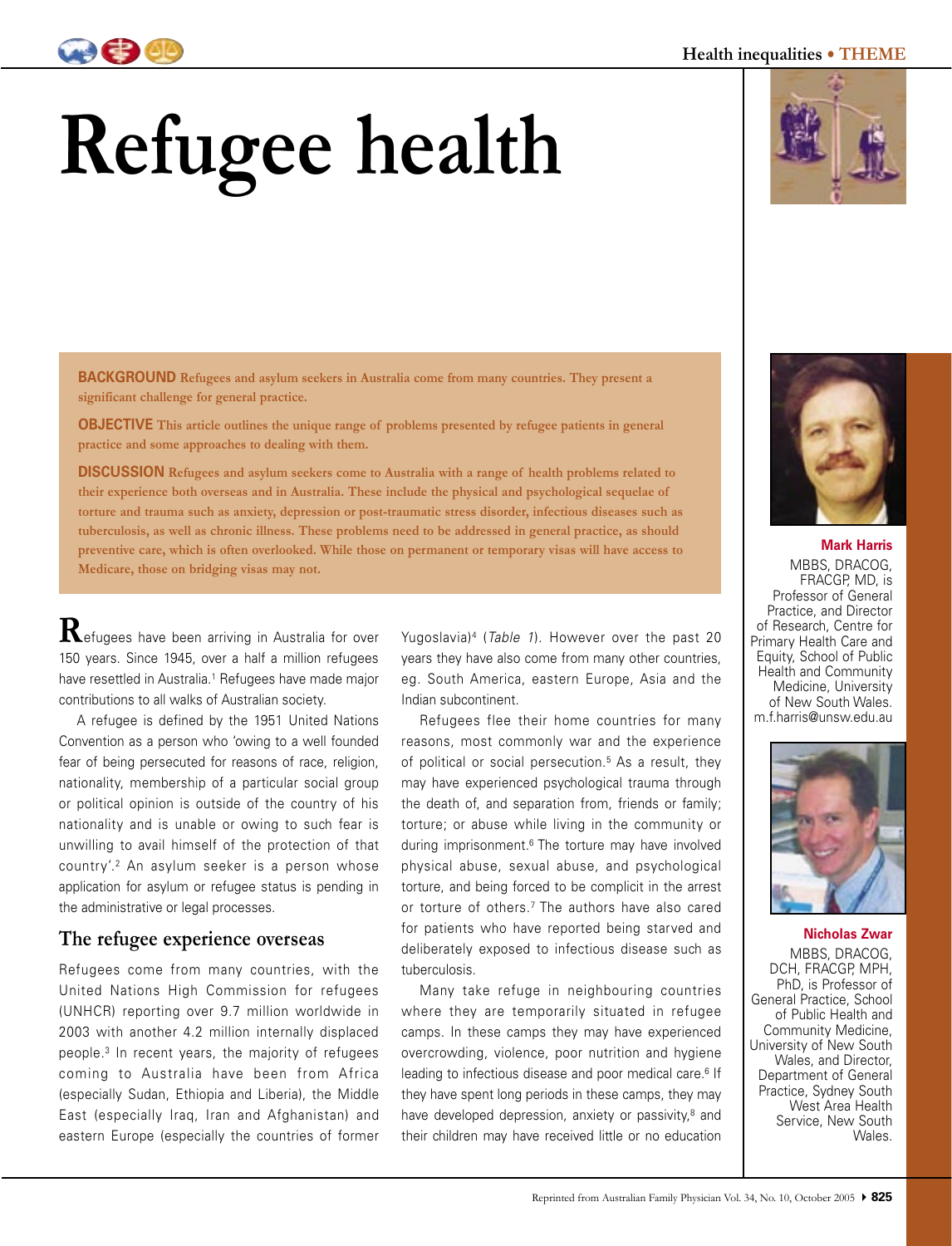# Refugee health

**BACKGROUND** Refugees and asylum seekers in Australia come from many countries. They present a significant challenge for general practice.

**OBJECTIVE** This article outlines the unique range of problems presented by refugee patients in general practice and some approaches to dealing with them.

**DISCUSSION** Refugees and asylum seekers come to Australia with a range of health problems related to their experience both overseas and in Australia. These include the physical and psychological sequelae of torture and trauma such as anxiety, depression or post-traumatic stress disorder, infectious diseases such as tuberculosis, as well as chronic illness. These problems need to be addressed in general practice, as should preventive care, which is often overlooked. While those on permanent or temporary visas will have access to Medicare, those on bridging visas may not.

**Mark Harris**
MBBS, DRACOG, FRACGP, MD, is Professor of General Practice, and Director of Research, Centre for Primary Health Care and Equity, School of Public Health and Community Medicine, University of New South Wales.
m.f.harris@unsw.edu.au

**Nicholas Zwar**
MBBS, DRACOG, DCH, FRACGP, MPH, PhD, is Professor of General Practice, School of Public Health and Community Medicine, University of New South Wales, and Director, Department of General Practice, Sydney South West Area Health Service, New South Wales.

Refugees have been arriving in Australia for over 150 years. Since 1945, over a half a million refugees have resettled in Australia.[1] Refugees have made major contributions to all walks of Australian society.

A refugee is defined by the 1951 United Nations Convention as a person who 'owing to a well founded fear of being persecuted for reasons of race, religion, nationality, membership of a particular social group or political opinion is outside of the country of his nationality and is unable or owing to such fear is unwilling to avail himself of the protection of that country'.[2] An asylum seeker is a person whose application for asylum or refugee status is pending in the administrative or legal processes.

## The refugee experience overseas

Refugees come from many countries, with the United Nations High Commission for refugees (UNHCR) reporting over 9.7 million worldwide in 2003 with another 4.2 million internally displaced people.[3] In recent years, the majority of refugees coming to Australia have been from Africa (especially Sudan, Ethiopia and Liberia), the Middle East (especially Iraq, Iran and Afghanistan) and eastern Europe (especially the countries of former Yugoslavia)[4] (*Table 1*). However over the past 20 years they have also come from many other countries, eg. South America, eastern Europe, Asia and the Indian subcontinent.

Refugees flee their home countries for many reasons, most commonly war and the experience of political or social persecution.[5] As a result, they may have experienced psychological trauma through the death of, and separation from, friends or family; torture; or abuse while living in the community or during imprisonment.[6] The torture may have involved physical abuse, sexual abuse, and psychological torture, and being forced to be complicit in the arrest or torture of others.[7] The authors have also cared for patients who have reported being starved and deliberately exposed to infectious disease such as tuberculosis.

Many take refuge in neighbouring countries where they are temporarily situated in refugee camps. In these camps they may have experienced overcrowding, violence, poor nutrition and hygiene leading to infectious disease and poor medical care.[6] If they have spent long periods in these camps, they may have developed depression, anxiety or passivity,[8] and their children may have received little or no education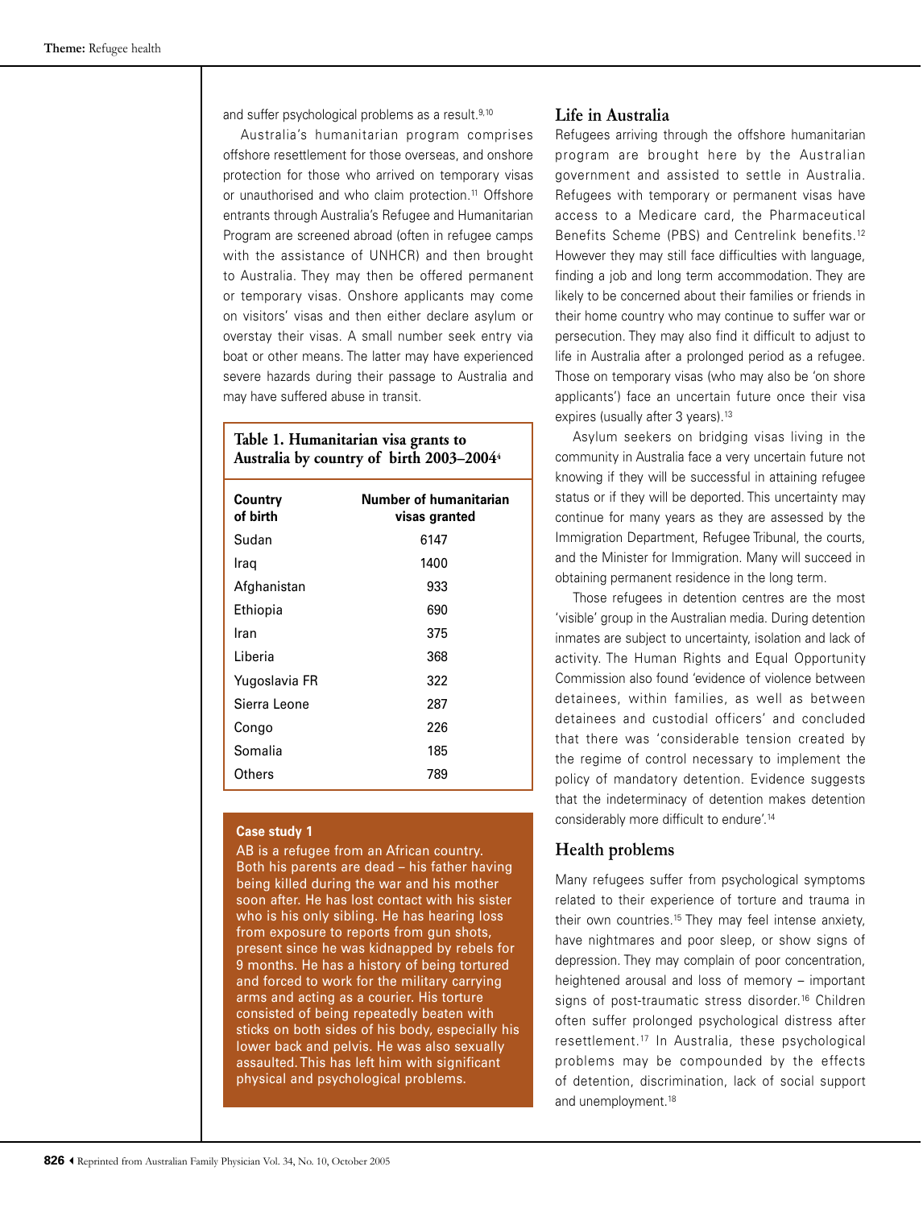and suffer psychological problems as a result.[9,10]

Australia's humanitarian program comprises offshore resettlement for those overseas, and onshore protection for those who arrived on temporary visas or unauthorised and who claim protection.[11] Offshore entrants through Australia's Refugee and Humanitarian Program are screened abroad (often in refugee camps with the assistance of UNHCR) and then brought to Australia. They may then be offered permanent or temporary visas. Onshore applicants may come on visitors' visas and then either declare asylum or overstay their visas. A small number seek entry via boat or other means. The latter may have experienced severe hazards during their passage to Australia and may have suffered abuse in transit.

**Table 1. Humanitarian visa grants to Australia by country of birth 2003–2004[4]**

| Country of birth | Number of humanitarian visas granted |
|---|---|
| Sudan | 6147 |
| Iraq | 1400 |
| Afghanistan | 933 |
| Ethiopia | 690 |
| Iran | 375 |
| Liberia | 368 |
| Yugoslavia FR | 322 |
| Sierra Leone | 287 |
| Congo | 226 |
| Somalia | 185 |
| Others | 789 |

**Case study 1**

AB is a refugee from an African country. Both his parents are dead – his father having being killed during the war and his mother soon after. He has lost contact with his sister who is his only sibling. He has hearing loss from exposure to reports from gun shots, present since he was kidnapped by rebels for 9 months. He has a history of being tortured and forced to work for the military carrying arms and acting as a courier. His torture consisted of being repeatedly beaten with sticks on both sides of his body, especially his lower back and pelvis. He was also sexually assaulted. This has left him with significant physical and psychological problems.

## Life in Australia

Refugees arriving through the offshore humanitarian program are brought here by the Australian government and assisted to settle in Australia. Refugees with temporary or permanent visas have access to a Medicare card, the Pharmaceutical Benefits Scheme (PBS) and Centrelink benefits.[12] However they may still face difficulties with language, finding a job and long term accommodation. They are likely to be concerned about their families or friends in their home country who may continue to suffer war or persecution. They may also find it difficult to adjust to life in Australia after a prolonged period as a refugee. Those on temporary visas (who may also be 'on shore applicants') face an uncertain future once their visa expires (usually after 3 years).[13]

Asylum seekers on bridging visas living in the community in Australia face a very uncertain future not knowing if they will be successful in attaining refugee status or if they will be deported. This uncertainty may continue for many years as they are assessed by the Immigration Department, Refugee Tribunal, the courts, and the Minister for Immigration. Many will succeed in obtaining permanent residence in the long term.

Those refugees in detention centres are the most 'visible' group in the Australian media. During detention inmates are subject to uncertainty, isolation and lack of activity. The Human Rights and Equal Opportunity Commission also found 'evidence of violence between detainees, within families, as well as between detainees and custodial officers' and concluded that there was 'considerable tension created by the regime of control necessary to implement the policy of mandatory detention. Evidence suggests that the indeterminacy of detention makes detention considerably more difficult to endure'.[14]

## Health problems

Many refugees suffer from psychological symptoms related to their experience of torture and trauma in their own countries.[15] They may feel intense anxiety, have nightmares and poor sleep, or show signs of depression. They may complain of poor concentration, heightened arousal and loss of memory – important signs of post-traumatic stress disorder.[16] Children often suffer prolonged psychological distress after resettlement.[17] In Australia, these psychological problems may be compounded by the effects of detention, discrimination, lack of social support and unemployment.[18]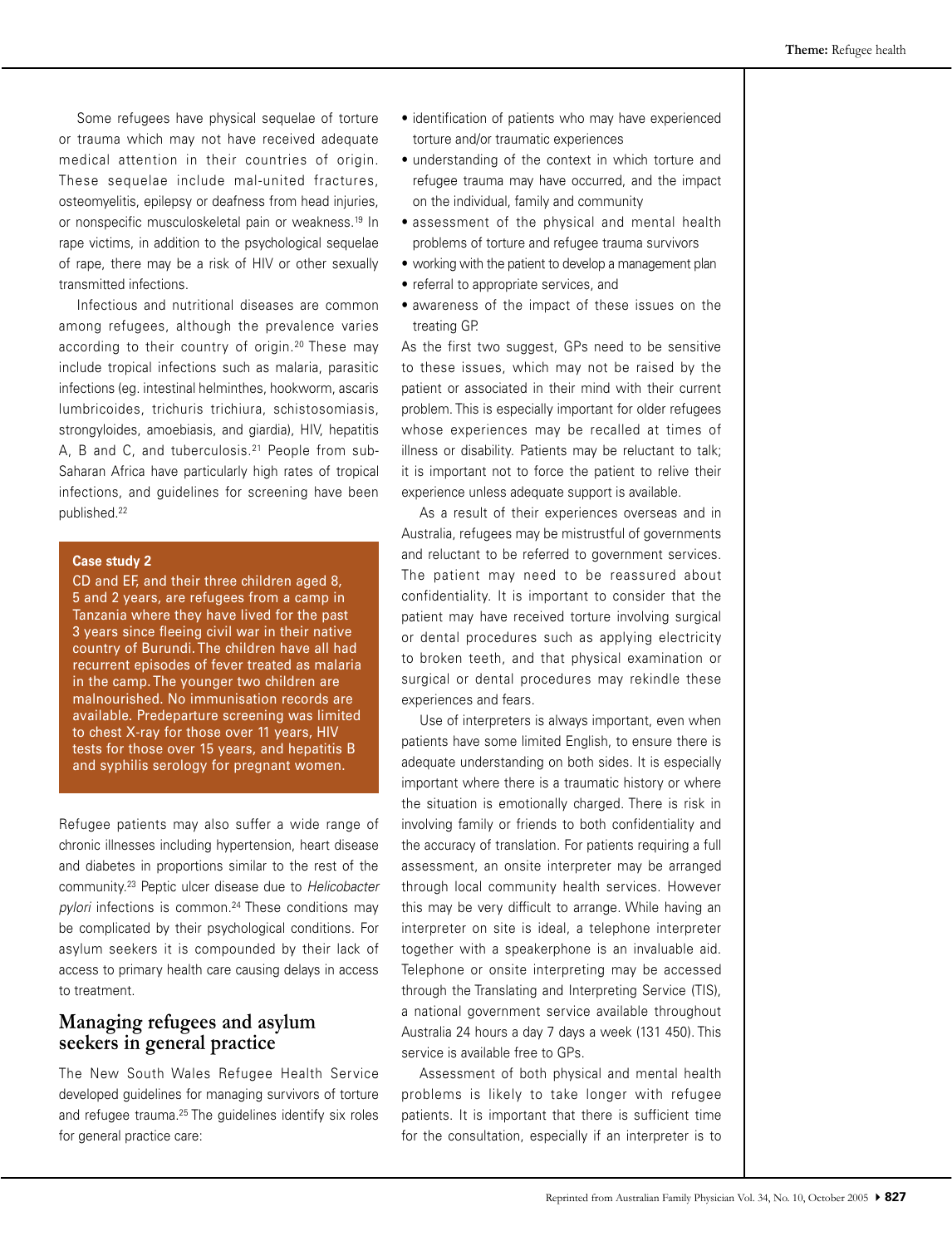Some refugees have physical sequelae of torture or trauma which may not have received adequate medical attention in their countries of origin. These sequelae include mal-united fractures, osteomyelitis, epilepsy or deafness from head injuries, or nonspecific musculoskeletal pain or weakness.[19] In rape victims, in addition to the psychological sequelae of rape, there may be a risk of HIV or other sexually transmitted infections.

Infectious and nutritional diseases are common among refugees, although the prevalence varies according to their country of origin.[20] These may include tropical infections such as malaria, parasitic infections (eg. intestinal helminthes, hookworm, ascaris lumbricoides, trichuris trichiura, schistosomiasis, strongyloides, amoebiasis, and giardia), HIV, hepatitis A, B and C, and tuberculosis.[21] People from sub-Saharan Africa have particularly high rates of tropical infections, and guidelines for screening have been published.[22]

> **Case study 2**
>
> CD and EF, and their three children aged 8, 5 and 2 years, are refugees from a camp in Tanzania where they have lived for the past 3 years since fleeing civil war in their native country of Burundi. The children have all had recurrent episodes of fever treated as malaria in the camp. The younger two children are malnourished. No immunisation records are available. Predeparture screening was limited to chest X-ray for those over 11 years, HIV tests for those over 15 years, and hepatitis B and syphilis serology for pregnant women.

Refugee patients may also suffer a wide range of chronic illnesses including hypertension, heart disease and diabetes in proportions similar to the rest of the community.[23] Peptic ulcer disease due to *Helicobacter pylori* infections is common.[24] These conditions may be complicated by their psychological conditions. For asylum seekers it is compounded by their lack of access to primary health care causing delays in access to treatment.

## Managing refugees and asylum seekers in general practice

The New South Wales Refugee Health Service developed guidelines for managing survivors of torture and refugee trauma.[25] The guidelines identify six roles for general practice care:

- identification of patients who may have experienced torture and/or traumatic experiences
- understanding of the context in which torture and refugee trauma may have occurred, and the impact on the individual, family and community
- assessment of the physical and mental health problems of torture and refugee trauma survivors
- working with the patient to develop a management plan
- referral to appropriate services, and
- awareness of the impact of these issues on the treating GP.

As the first two suggest, GPs need to be sensitive to these issues, which may not be raised by the patient or associated in their mind with their current problem. This is especially important for older refugees whose experiences may be recalled at times of illness or disability. Patients may be reluctant to talk; it is important not to force the patient to relive their experience unless adequate support is available.

As a result of their experiences overseas and in Australia, refugees may be mistrustful of governments and reluctant to be referred to government services. The patient may need to be reassured about confidentiality. It is important to consider that the patient may have received torture involving surgical or dental procedures such as applying electricity to broken teeth, and that physical examination or surgical or dental procedures may rekindle these experiences and fears.

Use of interpreters is always important, even when patients have some limited English, to ensure there is adequate understanding on both sides. It is especially important where there is a traumatic history or where the situation is emotionally charged. There is risk in involving family or friends to both confidentiality and the accuracy of translation. For patients requiring a full assessment, an onsite interpreter may be arranged through local community health services. However this may be very difficult to arrange. While having an interpreter on site is ideal, a telephone interpreter together with a speakerphone is an invaluable aid. Telephone or onsite interpreting may be accessed through the Translating and Interpreting Service (TIS), a national government service available throughout Australia 24 hours a day 7 days a week (131 450). This service is available free to GPs.

Assessment of both physical and mental health problems is likely to take longer with refugee patients. It is important that there is sufficient time for the consultation, especially if an interpreter is to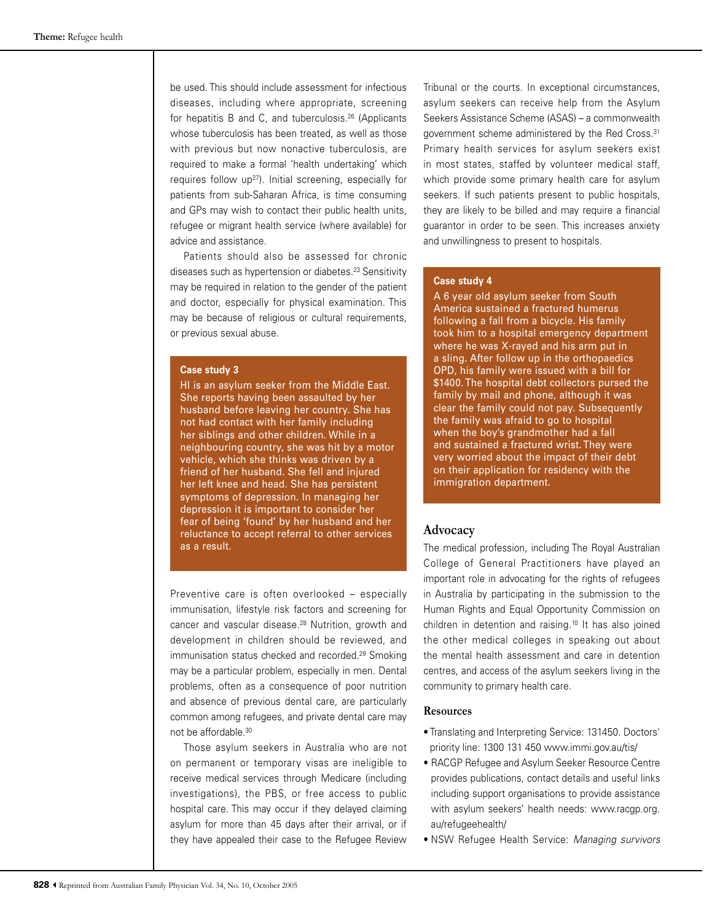be used. This should include assessment for infectious diseases, including where appropriate, screening for hepatitis B and C, and tuberculosis.[26] (Applicants whose tuberculosis has been treated, as well as those with previous but now nonactive tuberculosis, are required to make a formal 'health undertaking' which requires follow up[27]). Initial screening, especially for patients from sub-Saharan Africa, is time consuming and GPs may wish to contact their public health units, refugee or migrant health service (where available) for advice and assistance.

Patients should also be assessed for chronic diseases such as hypertension or diabetes.[23] Sensitivity may be required in relation to the gender of the patient and doctor, especially for physical examination. This may be because of religious or cultural requirements, or previous sexual abuse.

> **Case study 3**
>
> HI is an asylum seeker from the Middle East. She reports having been assaulted by her husband before leaving her country. She has not had contact with her family including her siblings and other children. While in a neighbouring country, she was hit by a motor vehicle, which she thinks was driven by a friend of her husband. She fell and injured her left knee and head. She has persistent symptoms of depression. In managing her depression it is important to consider her fear of being 'found' by her husband and her reluctance to accept referral to other services as a result.

Preventive care is often overlooked – especially immunisation, lifestyle risk factors and screening for cancer and vascular disease.[28] Nutrition, growth and development in children should be reviewed, and immunisation status checked and recorded.[29] Smoking may be a particular problem, especially in men. Dental problems, often as a consequence of poor nutrition and absence of previous dental care, are particularly common among refugees, and private dental care may not be affordable.[30]

Those asylum seekers in Australia who are not on permanent or temporary visas are ineligible to receive medical services through Medicare (including investigations), the PBS, or free access to public hospital care. This may occur if they delayed claiming asylum for more than 45 days after their arrival, or if they have appealed their case to the Refugee Review Tribunal or the courts. In exceptional circumstances, asylum seekers can receive help from the Asylum Seekers Assistance Scheme (ASAS) – a commonwealth government scheme administered by the Red Cross.[31] Primary health services for asylum seekers exist in most states, staffed by volunteer medical staff, which provide some primary health care for asylum seekers. If such patients present to public hospitals, they are likely to be billed and may require a financial guarantor in order to be seen. This increases anxiety and unwillingness to present to hospitals.

> **Case study 4**
>
> A 6 year old asylum seeker from South America sustained a fractured humerus following a fall from a bicycle. His family took him to a hospital emergency department where he was X-rayed and his arm put in a sling. After follow up in the orthopaedics OPD, his family were issued with a bill for $1400. The hospital debt collectors pursed the family by mail and phone, although it was clear the family could not pay. Subsequently the family was afraid to go to hospital when the boy's grandmother had a fall and sustained a fractured wrist. They were very worried about the impact of their debt on their application for residency with the immigration department.

## Advocacy

The medical profession, including The Royal Australian College of General Practitioners have played an important role in advocating for the rights of refugees in Australia by participating in the submission to the Human Rights and Equal Opportunity Commission on children in detention and raising.[10] It has also joined the other medical colleges in speaking out about the mental health assessment and care in detention centres, and access of the asylum seekers living in the community to primary health care.

## Resources

- Translating and Interpreting Service: 131450. Doctors' priority line: 1300 131 450 www.immi.gov.au/tis/
- RACGP Refugee and Asylum Seeker Resource Centre provides publications, contact details and useful links including support organisations to provide assistance with asylum seekers' health needs: www.racgp.org.au/refugeehealth/
- NSW Refugee Health Service: *Managing survivors*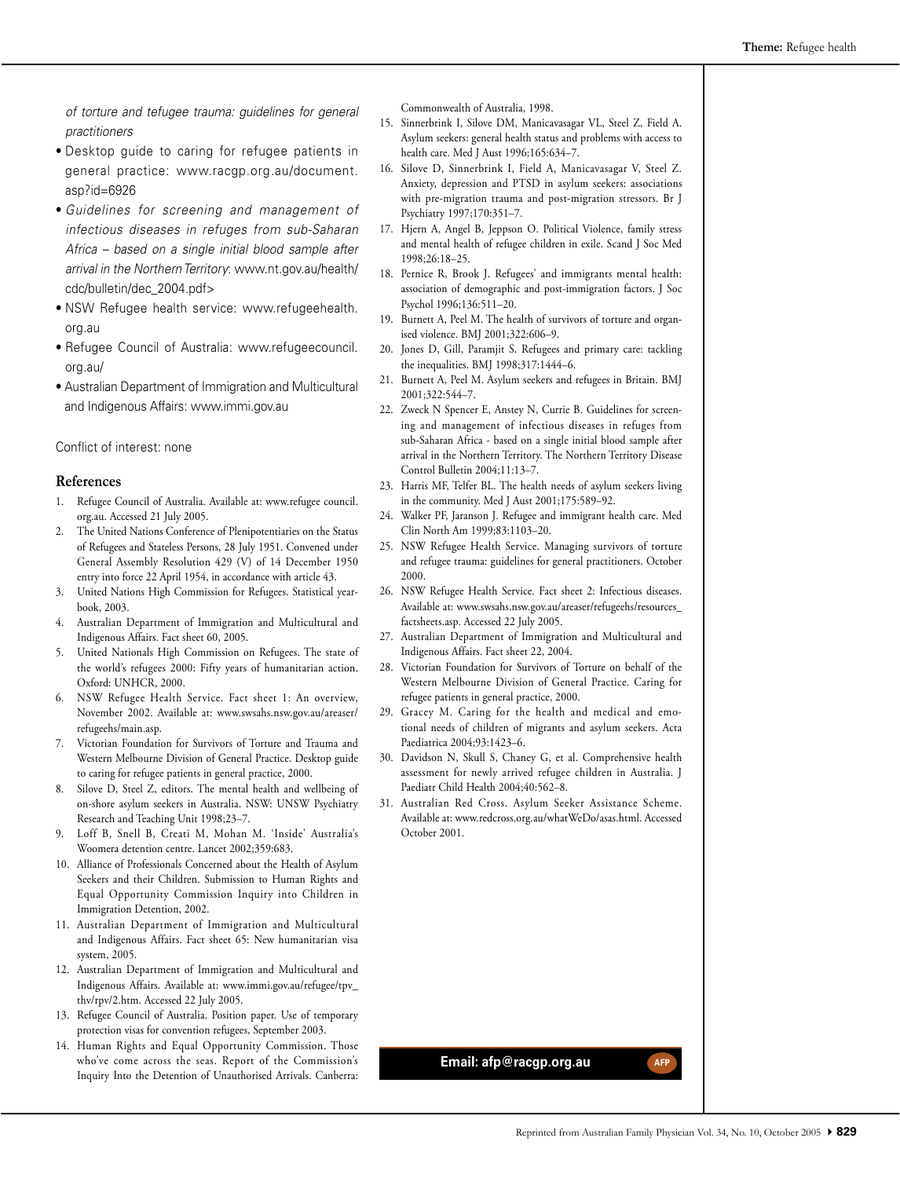*of torture and tefugee trauma: guidelines for general practitioners*

- Desktop guide to caring for refugee patients in general practice: www.racgp.org.au/document.asp?id=6926
- *Guidelines for screening and management of infectious diseases in refuges from sub-Saharan Africa – based on a single initial blood sample after arrival in the Northern Territory*: www.nt.gov.au/health/cdc/bulletin/dec_2004.pdf>
- NSW Refugee health service: www.refugeehealth.org.au
- Refugee Council of Australia: www.refugeecouncil.org.au/
- Australian Department of Immigration and Multicultural and Indigenous Affairs: www.immi.gov.au

Conflict of interest: none

## References

1. Refugee Council of Australia. Available at: www.refugee council.org.au. Accessed 21 July 2005.
2. The United Nations Conference of Plenipotentiaries on the Status of Refugees and Stateless Persons, 28 July 1951. Convened under General Assembly Resolution 429 (V) of 14 December 1950 entry into force 22 April 1954, in accordance with article 43.
3. United Nations High Commission for Refugees. Statistical yearbook, 2003.
4. Australian Department of Immigration and Multicultural and Indigenous Affairs. Fact sheet 60, 2005.
5. United Nationals High Commission on Refugees. The state of the world's refugees 2000: Fifty years of humanitarian action. Oxford: UNHCR, 2000.
6. NSW Refugee Health Service. Fact sheet 1: An overview, November 2002. Available at: www.swsahs.nsw.gov.au/areaser/refugeehs/main.asp.
7. Victorian Foundation for Survivors of Torture and Trauma and Western Melbourne Division of General Practice. Desktop guide to caring for refugee patients in general practice, 2000.
8. Silove D, Steel Z, editors. The mental health and wellbeing of on-shore asylum seekers in Australia. NSW: UNSW Psychiatry Research and Teaching Unit 1998;23–7.
9. Loff B, Snell B, Creati M, Mohan M. 'Inside' Australia's Woomera detention centre. Lancet 2002;359:683.
10. Alliance of Professionals Concerned about the Health of Asylum Seekers and their Children. Submission to Human Rights and Equal Opportunity Commission Inquiry into Children in Immigration Detention, 2002.
11. Australian Department of Immigration and Multicultural and Indigenous Affairs. Fact sheet 65: New humanitarian visa system, 2005.
12. Australian Department of Immigration and Multicultural and Indigenous Affairs. Available at: www.immi.gov.au/refugee/tpv_thv/rpv/2.htm. Accessed 22 July 2005.
13. Refugee Council of Australia. Position paper. Use of temporary protection visas for convention refugees, September 2003.
14. Human Rights and Equal Opportunity Commission. Those who've come across the seas. Report of the Commission's Inquiry Into the Detention of Unauthorised Arrivals. Canberra: Commonwealth of Australia, 1998.
15. Sinnerbrink I, Silove DM, Manicavasagar VL, Steel Z, Field A. Asylum seekers: general health status and problems with access to health care. Med J Aust 1996;165:634–7.
16. Silove D, Sinnerbrink I, Field A, Manicavasagar V, Steel Z. Anxiety, depression and PTSD in asylum seekers: associations with pre-migration trauma and post-migration stressors. Br J Psychiatry 1997;170:351–7.
17. Hjern A, Angel B, Jeppson O. Political Violence, family stress and mental health of refugee children in exile. Scand J Soc Med 1998;26:18–25.
18. Pernice R, Brook J. Refugees' and immigrants mental health: association of demographic and post-immigration factors. J Soc Psychol 1996;136:511–20.
19. Burnett A, Peel M. The health of survivors of torture and organised violence. BMJ 2001;322:606–9.
20. Jones D, Gill, Paramjit S. Refugees and primary care: tackling the inequalities. BMJ 1998;317:1444–6.
21. Burnett A, Peel M. Asylum seekers and refugees in Britain. BMJ 2001;322:544–7.
22. Zweck N Spencer E, Anstey N, Currie B. Guidelines for screening and management of infectious diseases in refuges from sub-Saharan Africa - based on a single initial blood sample after arrival in the Northern Territory. The Northern Territory Disease Control Bulletin 2004;11:13–7.
23. Harris MF, Telfer BL. The health needs of asylum seekers living in the community. Med J Aust 2001;175:589–92.
24. Walker PF, Jaranson J. Refugee and immigrant health care. Med Clin North Am 1999;83:1103–20.
25. NSW Refugee Health Service. Managing survivors of torture and refugee trauma: guidelines for general practitioners. October 2000.
26. NSW Refugee Health Service. Fact sheet 2: Infectious diseases. Available at: www.swsahs.nsw.gov.au/areaser/refugeehs/resources_factsheets.asp. Accessed 22 July 2005.
27. Australian Department of Immigration and Multicultural and Indigenous Affairs. Fact sheet 22, 2004.
28. Victorian Foundation for Survivors of Torture on behalf of the Western Melbourne Division of General Practice. Caring for refugee patients in general practice, 2000.
29. Gracey M. Caring for the health and medical and emotional needs of children of migrants and asylum seekers. Acta Paediatrica 2004;93:1423–6.
30. Davidson N, Skull S, Chaney G, et al. Comprehensive health assessment for newly arrived refugee children in Australia. J Paediatr Child Health 2004;40:562–8.
31. Australian Red Cross. Asylum Seeker Assistance Scheme. Available at: www.redcross.org.au/whatWeDo/asas.html. Accessed October 2001.

**Email: afp@racgp.org.au**